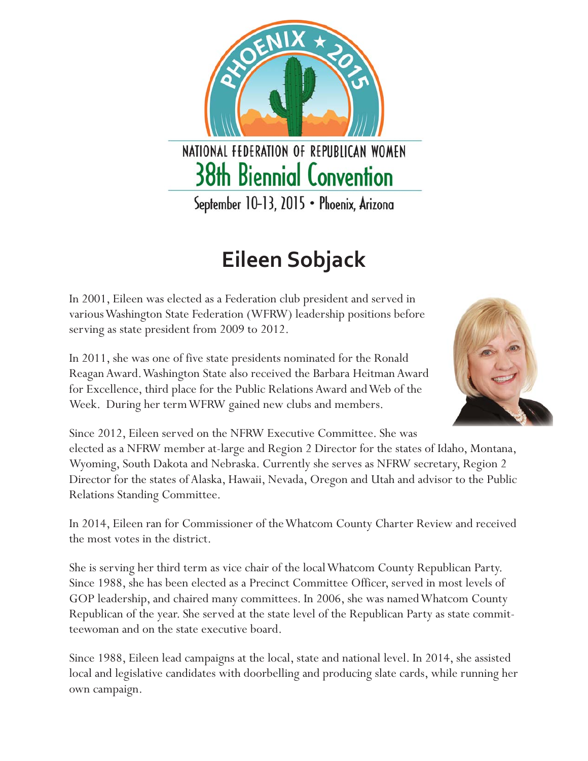PHOENIX ★ 2015

NATIONAL FEDERATION OF REPUBLICAN WOMEN

38th Biennial Convention

September 10-13, 2015 • Phoenix, Arizona

# Eileen Sobjack

In 2001, Eileen was elected as a Federation club president and served in various Washington State Federation (WFRW) leadership positions before serving as state president from 2009 to 2012.

In 2011, she was one of five state presidents nominated for the Ronald Reagan Award. Washington State also received the Barbara Heitman Award for Excellence, third place for the Public Relations Award and Web of the Week. During her term WFRW gained new clubs and members.

Since 2012, Eileen served on the NFRW Executive Committee. She was elected as a NFRW member at-large and Region 2 Director for the states of Idaho, Montana, Wyoming, South Dakota and Nebraska. Currently she serves as NFRW secretary, Region 2 Director for the states of Alaska, Hawaii, Nevada, Oregon and Utah and advisor to the Public Relations Standing Committee.

In 2014, Eileen ran for Commissioner of the Whatcom County Charter Review and received the most votes in the district.

She is serving her third term as vice chair of the local Whatcom County Republican Party. Since 1988, she has been elected as a Precinct Committee Officer, served in most levels of GOP leadership, and chaired many committees. In 2006, she was named Whatcom County Republican of the year. She served at the state level of the Republican Party as state committeewoman and on the state executive board.

Since 1988, Eileen lead campaigns at the local, state and national level. In 2014, she assisted local and legislative candidates with doorbelling and producing slate cards, while running her own campaign.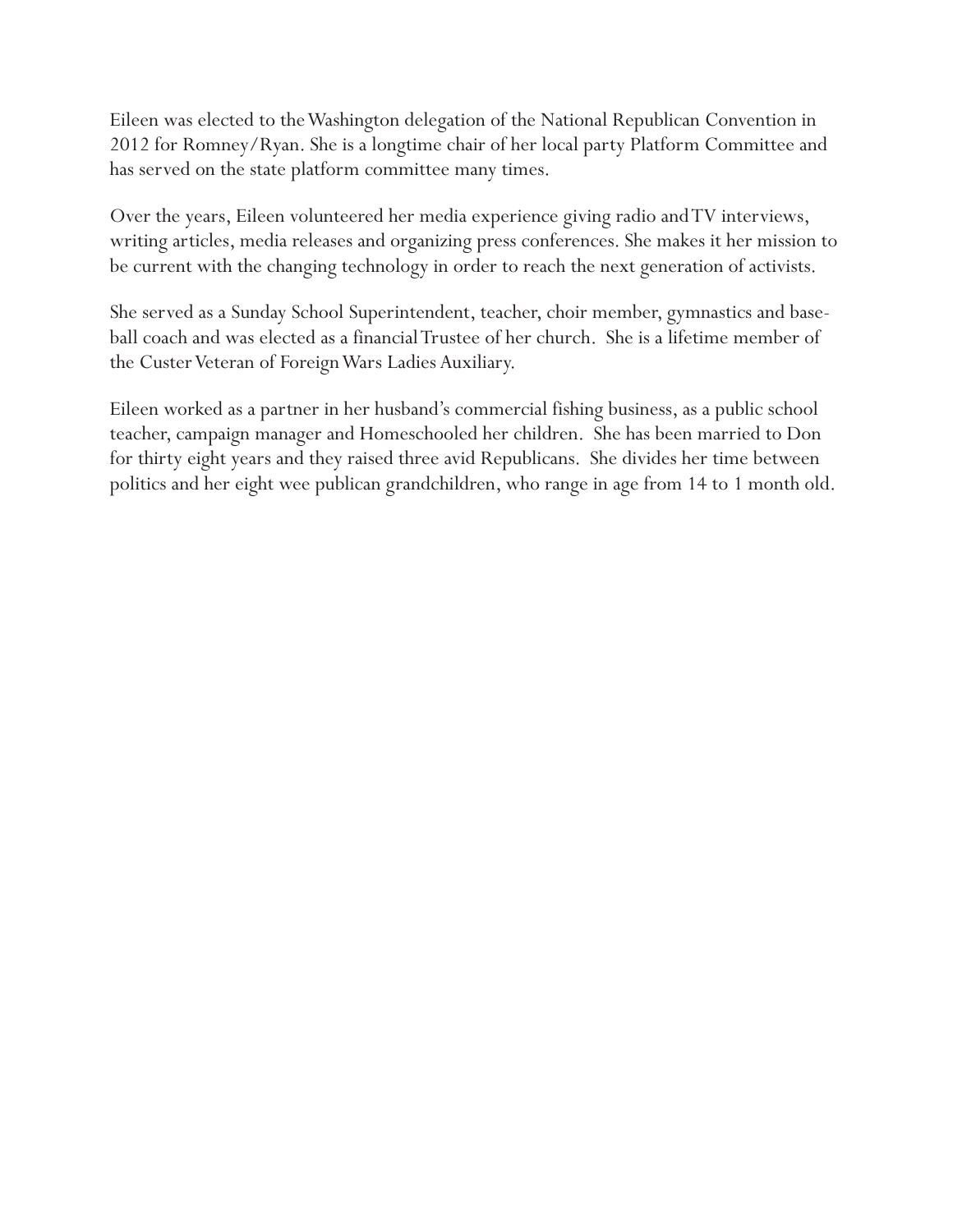Eileen was elected to the Washington delegation of the National Republican Convention in 2012 for Romney/Ryan. She is a longtime chair of her local party Platform Committee and has served on the state platform committee many times.

Over the years, Eileen volunteered her media experience giving radio and TV interviews, writing articles, media releases and organizing press conferences. She makes it her mission to be current with the changing technology in order to reach the next generation of activists.

She served as a Sunday School Superintendent, teacher, choir member, gymnastics and baseball coach and was elected as a financial Trustee of her church. She is a lifetime member of the Custer Veteran of Foreign Wars Ladies Auxiliary.

Eileen worked as a partner in her husband's commercial fishing business, as a public school teacher, campaign manager and Homeschooled her children. She has been married to Don for thirty eight years and they raised three avid Republicans. She divides her time between politics and her eight wee publican grandchildren, who range in age from 14 to 1 month old.